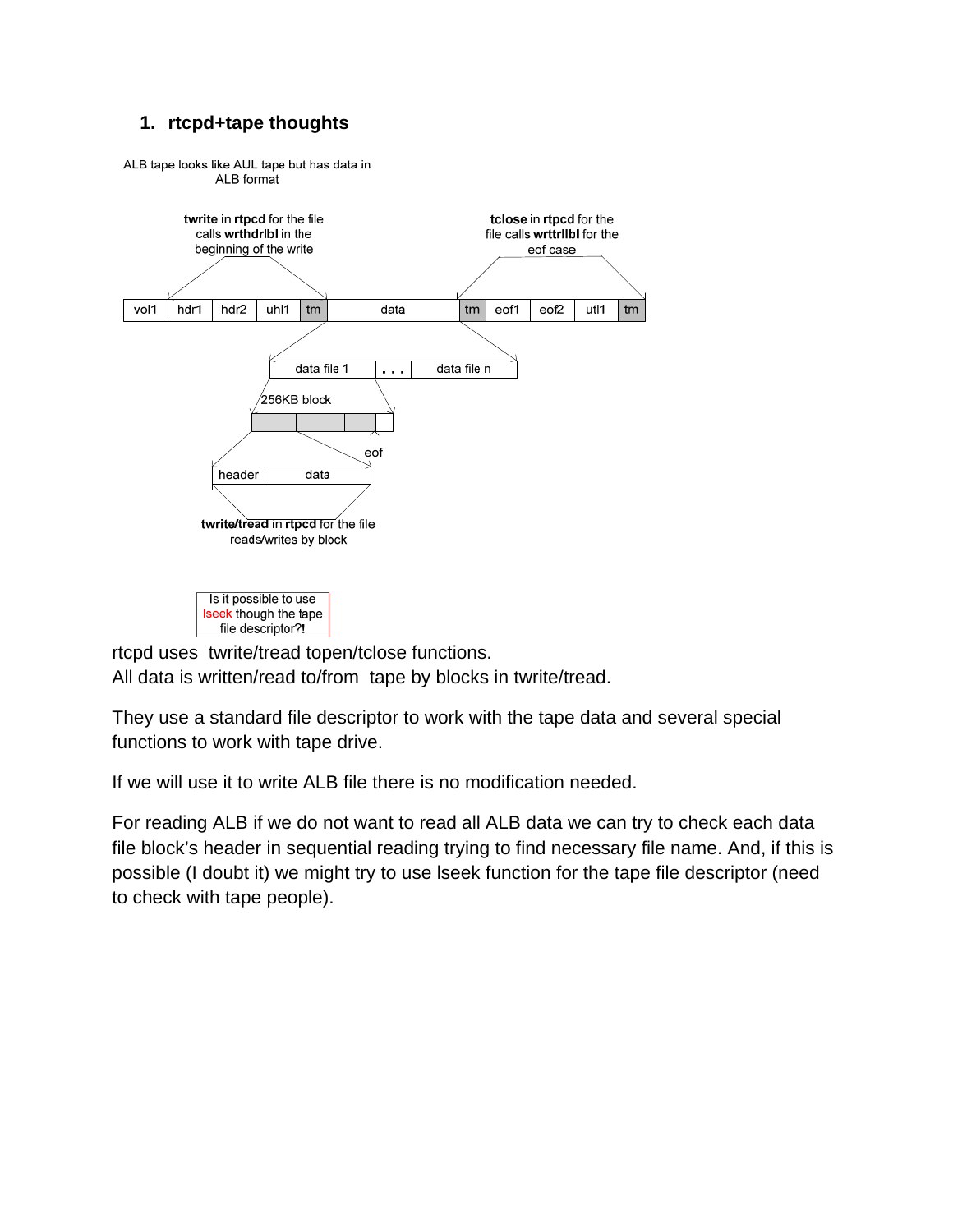## 1. rtcpd+tape thoughts

ALB tape looks like AUL tape but has data in ALB format

**twrite** in **rtpcd** for the file calls **wrthdrlbl** in the beginning of the write

**tclose** in **rtpcd** for the file calls **wrttrllbl** for the eof case

| vol1 | hdr1 | hdr2 | uhl1 | tm | data | tm | eof1 | eof2 | utl1 | tm |
|---|---|---|---|---|---|---|---|---|---|---|

| data file 1 | . . . | data file n |
|---|---|---|

256KB block

eof

| header | data |
|---|---|

**twrite/tread** in **rtpcd** for the file reads/writes by block

Is it possible to use lseek though the tape file descriptor?**!**

rtcpd uses twrite/tread topen/tclose functions.
All data is written/read to/from tape by blocks in twrite/tread.

They use a standard file descriptor to work with the tape data and several special functions to work with tape drive.

If we will use it to write ALB file there is no modification needed.

For reading ALB if we do not want to read all ALB data we can try to check each data file block's header in sequential reading trying to find necessary file name. And, if this is possible (I doubt it) we might try to use lseek function for the tape file descriptor (need to check with tape people).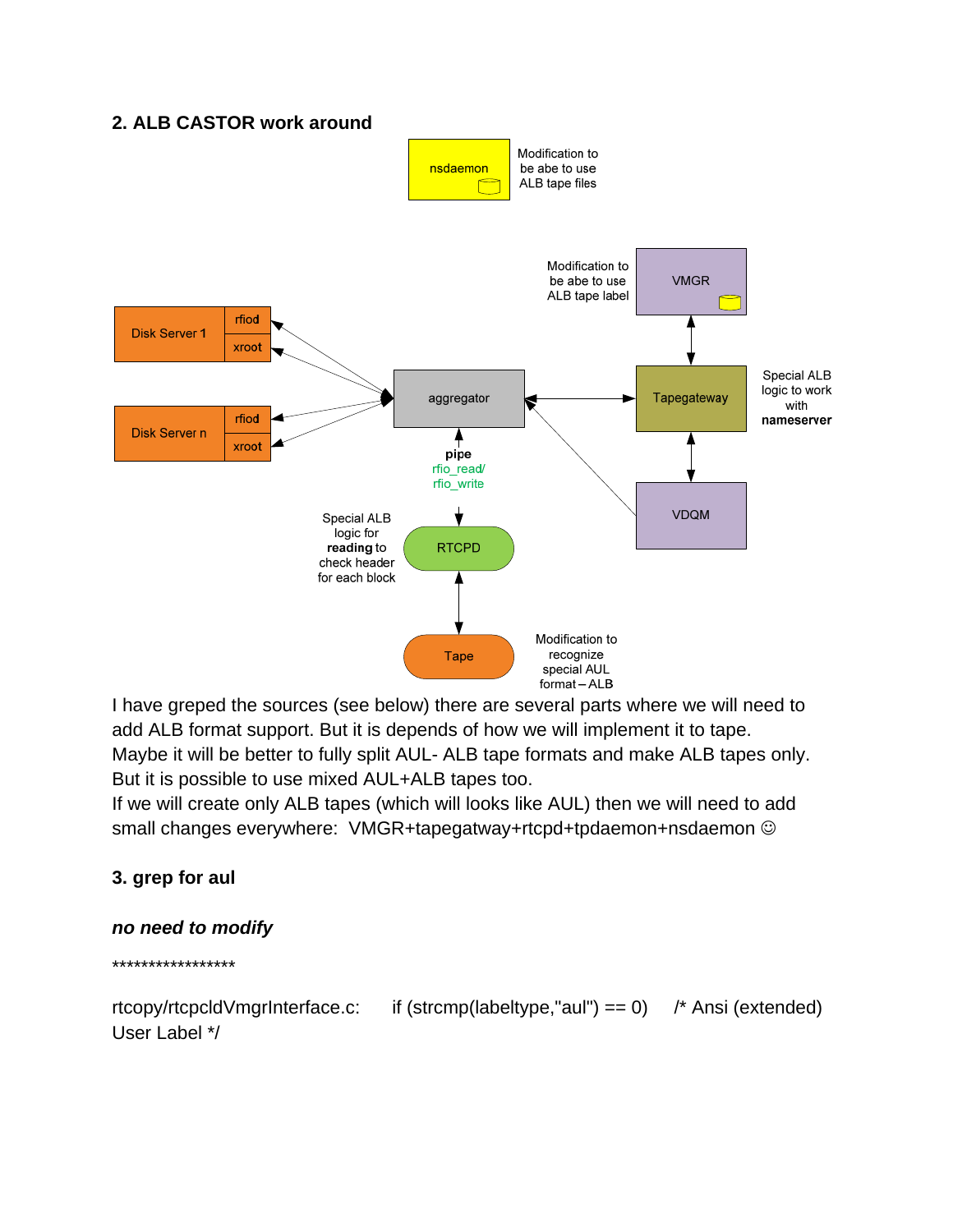## 2. ALB CASTOR work around

nsdaemon — Modification to be abe to use ALB tape files

VMGR — Modification to be abe to use ALB tape label

Disk Server 1 (rfiod, xroot)

Disk Server n (rfiod, xroot)

aggregator

Tapegateway — Special ALB logic to work with **nameserver**

VDQM

**pipe** rfio_read/ rfio_write

RTCPD — Special ALB logic for **reading** to check header for each block

Tape — Modification to recognize special AUL format – ALB

I have greped the sources (see below) there are several parts where we will need to add ALB format support. But it is depends of how we will implement it to tape.
Maybe it will be better to fully split AUL- ALB tape formats and make ALB tapes only.
But it is possible to use mixed AUL+ALB tapes too.
If we will create only ALB tapes (which will looks like AUL) then we will need to add small changes everywhere: VMGR+tapegatway+rtcpd+tpdaemon+nsdaemon ☺

## 3. grep for aul

***no need to modify***

*****************

rtcopy/rtcpcldVmgrInterface.c: if (strcmp(labeltype,"aul") == 0) /* Ansi (extended) User Label */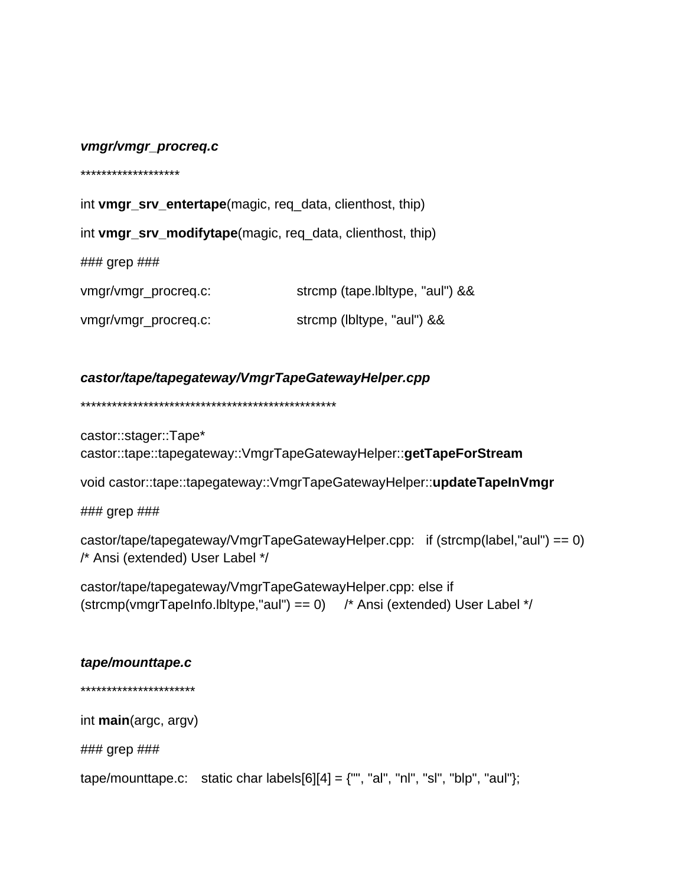***vmgr/vmgr_procreq.c***

*******************

int **vmgr_srv_entertape**(magic, req_data, clienthost, thip)

int **vmgr_srv_modifytape**(magic, req_data, clienthost, thip)

### grep ###

vmgr/vmgr_procreq.c: strcmp (tape.lbltype, "aul") &&

vmgr/vmgr_procreq.c: strcmp (lbltype, "aul") &&

***castor/tape/tapegateway/VmgrTapeGatewayHelper.cpp***

**************************************************

castor::stager::Tape*
castor::tape::tapegateway::VmgrTapeGatewayHelper::**getTapeForStream**

void castor::tape::tapegateway::VmgrTapeGatewayHelper::**updateTapeInVmgr**

### grep ###

castor/tape/tapegateway/VmgrTapeGatewayHelper.cpp: if (strcmp(label,"aul") == 0) /* Ansi (extended) User Label */

castor/tape/tapegateway/VmgrTapeGatewayHelper.cpp: else if (strcmp(vmgrTapeInfo.lbltype,"aul") == 0) /* Ansi (extended) User Label */

***tape/mounttape.c***

*********************

int **main**(argc, argv)

### grep ###

tape/mounttape.c: static char labels[6][4] = {"", "al", "nl", "sl", "blp", "aul"};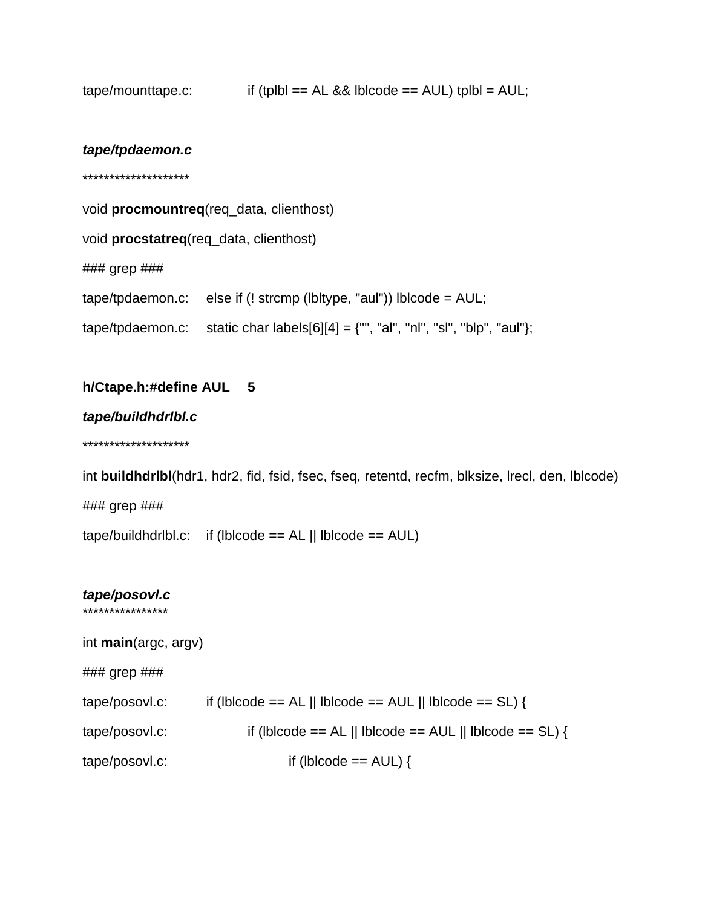tape/mounttape.c:     if (tplbl == AL && lblcode == AUL) tplbl = AUL;

***tape/tpdaemon.c***

********************

void **procmountreq**(req_data, clienthost)

void **procstatreq**(req_data, clienthost)

### grep ###

tape/tpdaemon.c:   else if (! strcmp (lbltype, "aul")) lblcode = AUL;

tape/tpdaemon.c:   static char labels[6][4] = {"", "al", "nl", "sl", "blp", "aul"};

**h/Ctape.h:#define AUL   5**

***tape/buildhdrlbl.c***

********************

int **buildhdrlbl**(hdr1, hdr2, fid, fsid, fsec, fseq, retentd, recfm, blksize, lrecl, den, lblcode)

### grep ###

tape/buildhdrlbl.c:   if (lblcode == AL || lblcode == AUL)

***tape/posovl.c***

****************

int **main**(argc, argv)

### grep ###

tape/posovl.c:   if (lblcode == AL || lblcode == AUL || lblcode == SL) {

tape/posovl.c:     if (lblcode == AL || lblcode == AUL || lblcode == SL) {

tape/posovl.c:       if (lblcode == AUL) {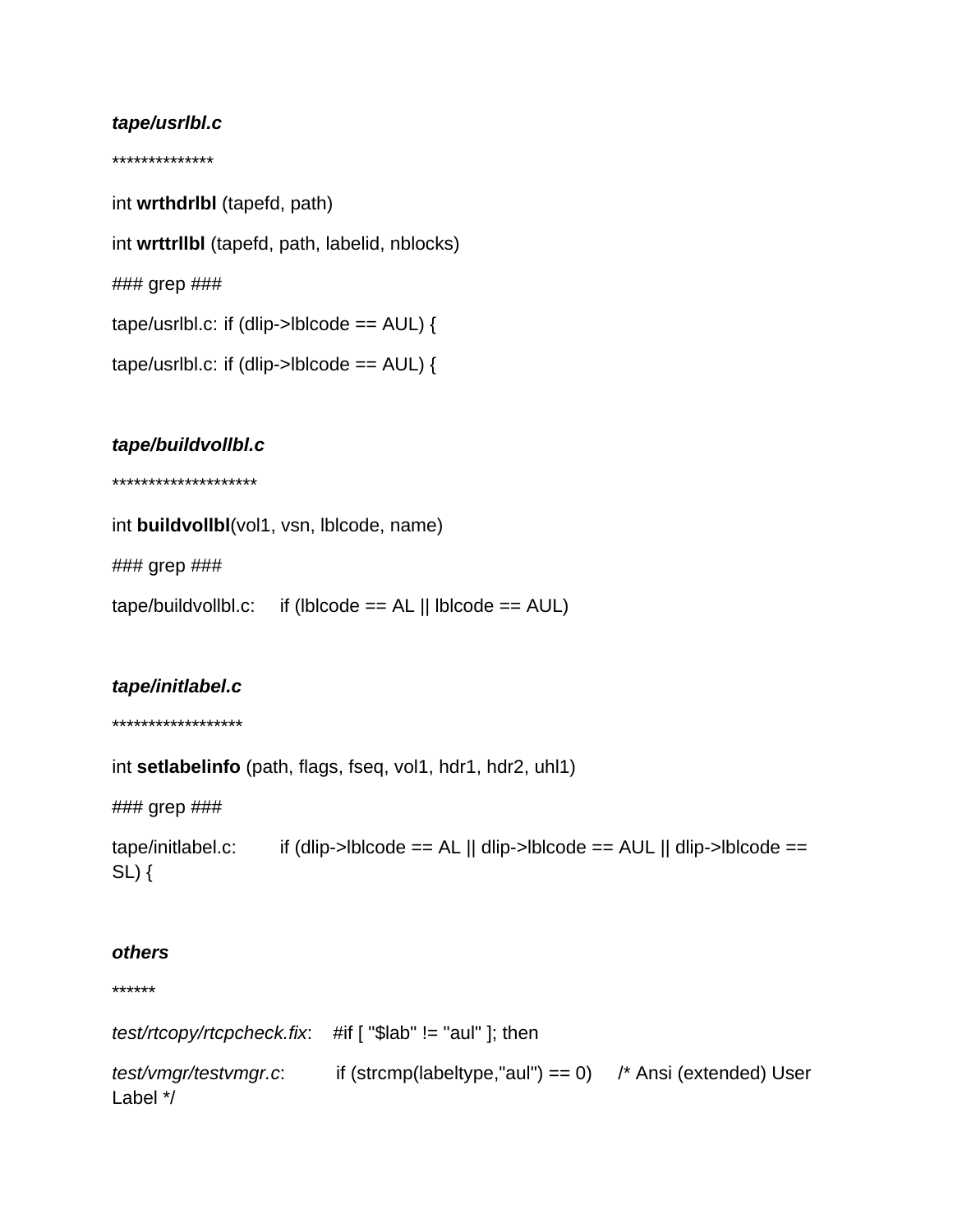***tape/usrlbl.c***

**************

int **wrthdrlbl** (tapefd, path)

int **wrttrllbl** (tapefd, path, labelid, nblocks)

### grep ###

tape/usrlbl.c: if (dlip->lblcode == AUL) {

tape/usrlbl.c: if (dlip->lblcode == AUL) {

***tape/buildvollbl.c***

********************

int **buildvollbl**(vol1, vsn, lblcode, name)

### grep ###

tape/buildvollbl.c:     if (lblcode == AL || lblcode == AUL)

***tape/initlabel.c***

******************

int **setlabelinfo** (path, flags, fseq, vol1, hdr1, hdr2, uhl1)

### grep ###

tape/initlabel.c:        if (dlip->lblcode == AL || dlip->lblcode == AUL || dlip->lblcode == SL) {

***others***

******

*test/rtcopy/rtcpcheck.fix*:    #if [ "$lab" != "aul" ]; then

*test/vmgr/testvmgr.c*:         if (strcmp(labeltype,"aul") == 0)     /* Ansi (extended) User Label */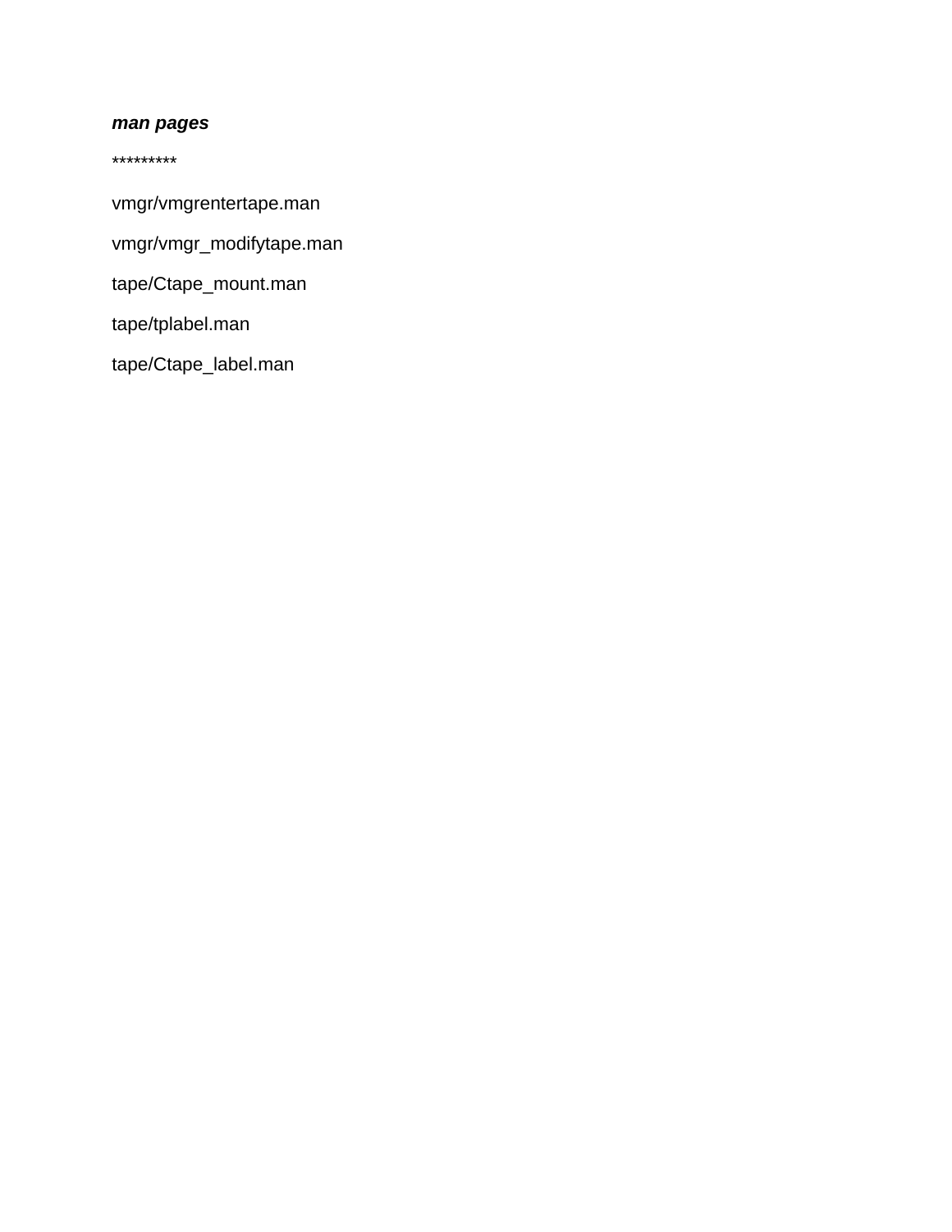***man pages***

*********

vmgr/vmgrentertape.man

vmgr/vmgr_modifytape.man

tape/Ctape_mount.man

tape/tplabel.man

tape/Ctape_label.man